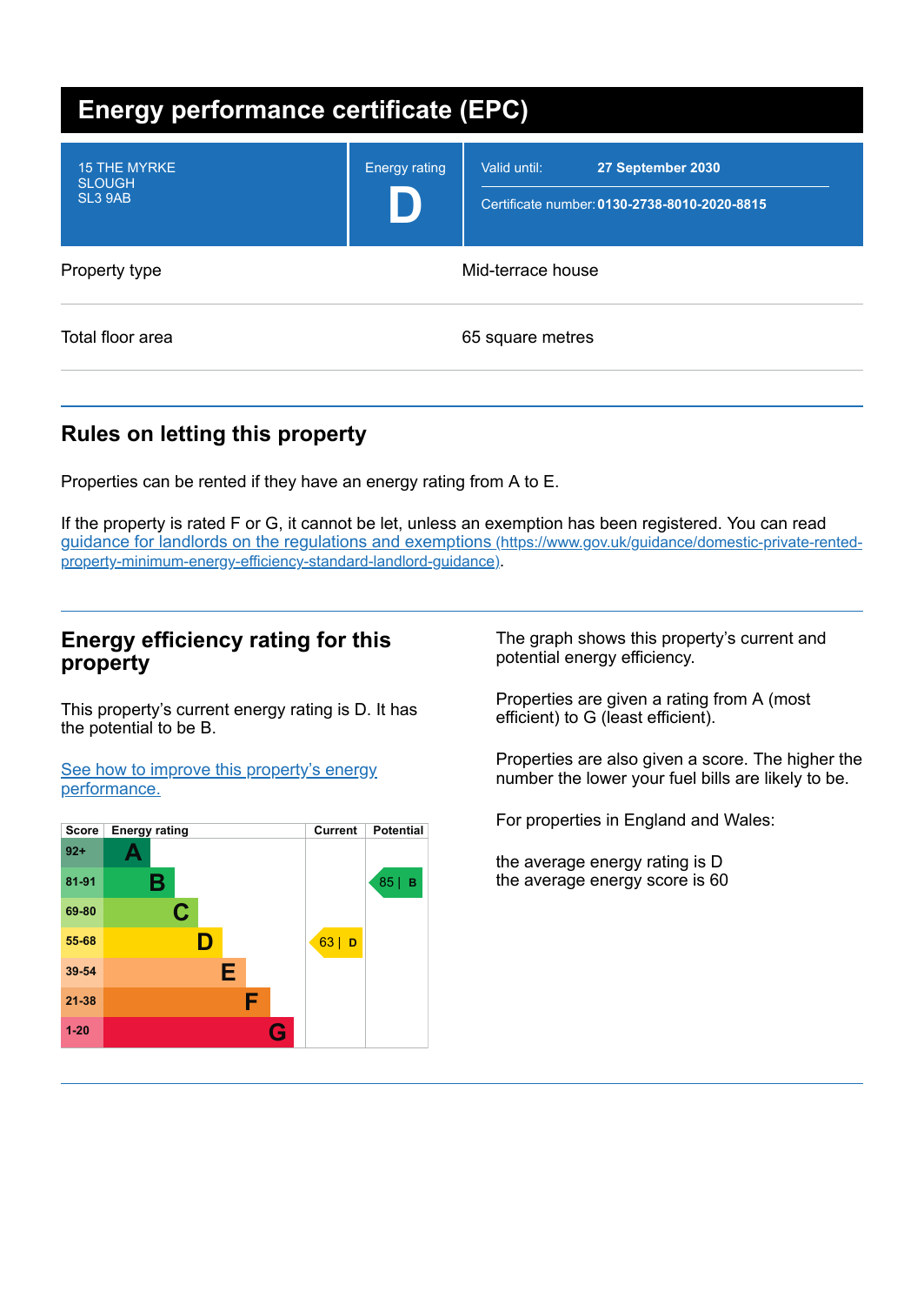# Energy performance certificate (EPC)

| | |
|---|---|
| 15 THE MYRKE<br>SLOUGH<br>SL3 9AB | Energy rating<br>**D** |
| Valid until: | **27 September 2030** |
| Certificate number: | **0130-2738-8010-2020-8815** |

| | |
|---|---|
| Property type | Mid-terrace house |
| Total floor area | 65 square metres |

## Rules on letting this property

Properties can be rented if they have an energy rating from A to E.

If the property is rated F or G, it cannot be let, unless an exemption has been registered. You can read [guidance for landlords on the regulations and exemptions (https://www.gov.uk/guidance/domestic-private-rented-property-minimum-energy-efficiency-standard-landlord-guidance)](https://www.gov.uk/guidance/domestic-private-rented-property-minimum-energy-efficiency-standard-landlord-guidance).

## Energy efficiency rating for this property

This property's current energy rating is D. It has the potential to be B.

[See how to improve this property's energy performance.]()

| Score | Energy rating | Current | Potential |
|---|---|---|---|
| 92+ | A | | |
| 81-91 | B | | 85 \| B |
| 69-80 | C | | |
| 55-68 | D | 63 \| D | |
| 39-54 | E | | |
| 21-38 | F | | |
| 1-20 | G | | |

The graph shows this property's current and potential energy efficiency.

Properties are given a rating from A (most efficient) to G (least efficient).

Properties are also given a score. The higher the number the lower your fuel bills are likely to be.

For properties in England and Wales:

the average energy rating is D
the average energy score is 60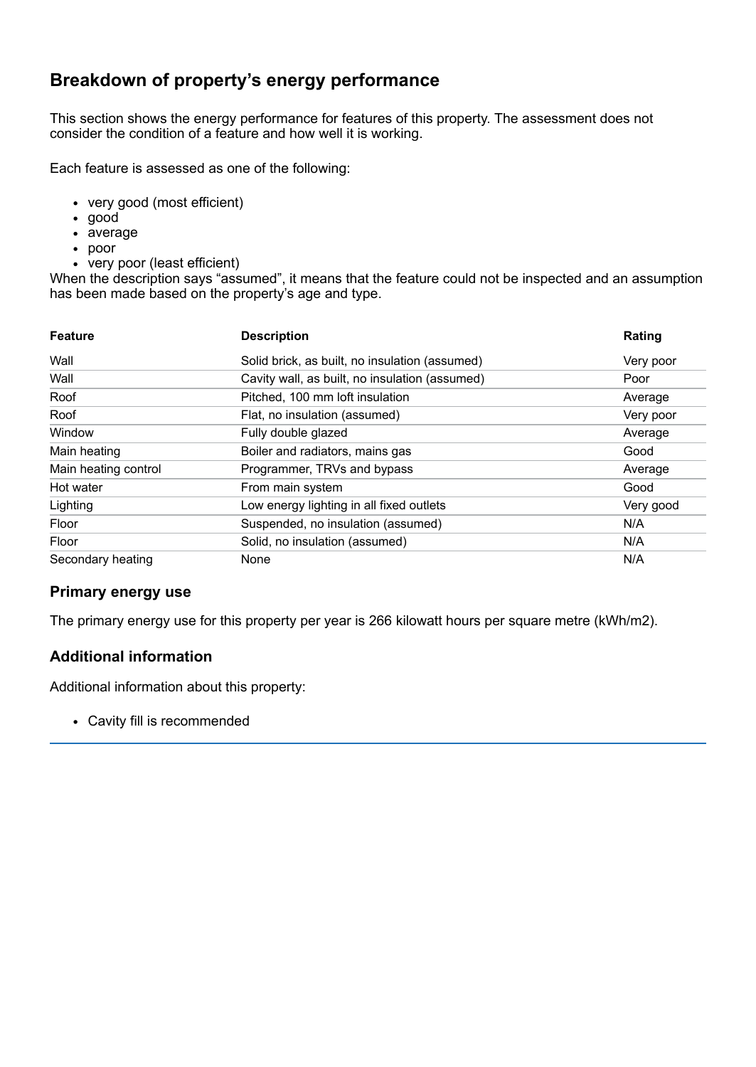## Breakdown of property's energy performance

This section shows the energy performance for features of this property. The assessment does not consider the condition of a feature and how well it is working.

Each feature is assessed as one of the following:

- very good (most efficient)
- good
- average
- poor
- very poor (least efficient)

When the description says "assumed", it means that the feature could not be inspected and an assumption has been made based on the property's age and type.

| Feature | Description | Rating |
|---|---|---|
| Wall | Solid brick, as built, no insulation (assumed) | Very poor |
| Wall | Cavity wall, as built, no insulation (assumed) | Poor |
| Roof | Pitched, 100 mm loft insulation | Average |
| Roof | Flat, no insulation (assumed) | Very poor |
| Window | Fully double glazed | Average |
| Main heating | Boiler and radiators, mains gas | Good |
| Main heating control | Programmer, TRVs and bypass | Average |
| Hot water | From main system | Good |
| Lighting | Low energy lighting in all fixed outlets | Very good |
| Floor | Suspended, no insulation (assumed) | N/A |
| Floor | Solid, no insulation (assumed) | N/A |
| Secondary heating | None | N/A |

### Primary energy use

The primary energy use for this property per year is 266 kilowatt hours per square metre (kWh/m2).

### Additional information

Additional information about this property:

- Cavity fill is recommended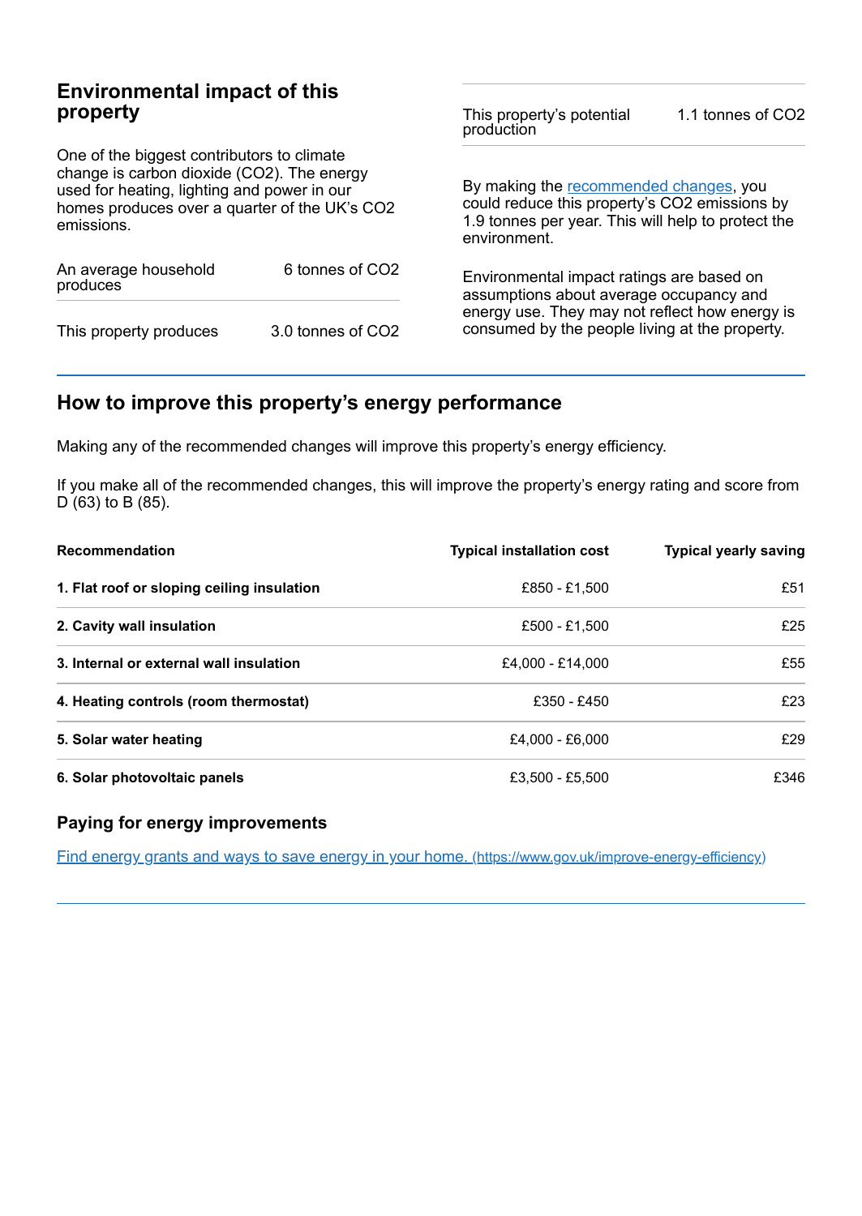## Environmental impact of this property

One of the biggest contributors to climate change is carbon dioxide ($CO_2$). The energy used for heating, lighting and power in our homes produces over a quarter of the UK's $CO_2$ emissions.

| | |
|---|---|
| An average household produces | 6 tonnes of $CO_2$ |
| This property produces | 3.0 tonnes of $CO_2$ |
| This property's potential production | 1.1 tonnes of $CO_2$ |

By making the recommended changes, you could reduce this property's $CO_2$ emissions by 1.9 tonnes per year. This will help to protect the environment.

Environmental impact ratings are based on assumptions about average occupancy and energy use. They may not reflect how energy is consumed by the people living at the property.

## How to improve this property's energy performance

Making any of the recommended changes will improve this property's energy efficiency.

If you make all of the recommended changes, this will improve the property's energy rating and score from D (63) to B (85).

| Recommendation | Typical installation cost | Typical yearly saving |
|---|---|---|
| **1. Flat roof or sloping ceiling insulation** | £850 - £1,500 | £51 |
| **2. Cavity wall insulation** | £500 - £1,500 | £25 |
| **3. Internal or external wall insulation** | £4,000 - £14,000 | £55 |
| **4. Heating controls (room thermostat)** | £350 - £450 | £23 |
| **5. Solar water heating** | £4,000 - £6,000 | £29 |
| **6. Solar photovoltaic panels** | £3,500 - £5,500 | £346 |

### Paying for energy improvements

[Find energy grants and ways to save energy in your home.](https://www.gov.uk/improve-energy-efficiency) (https://www.gov.uk/improve-energy-efficiency)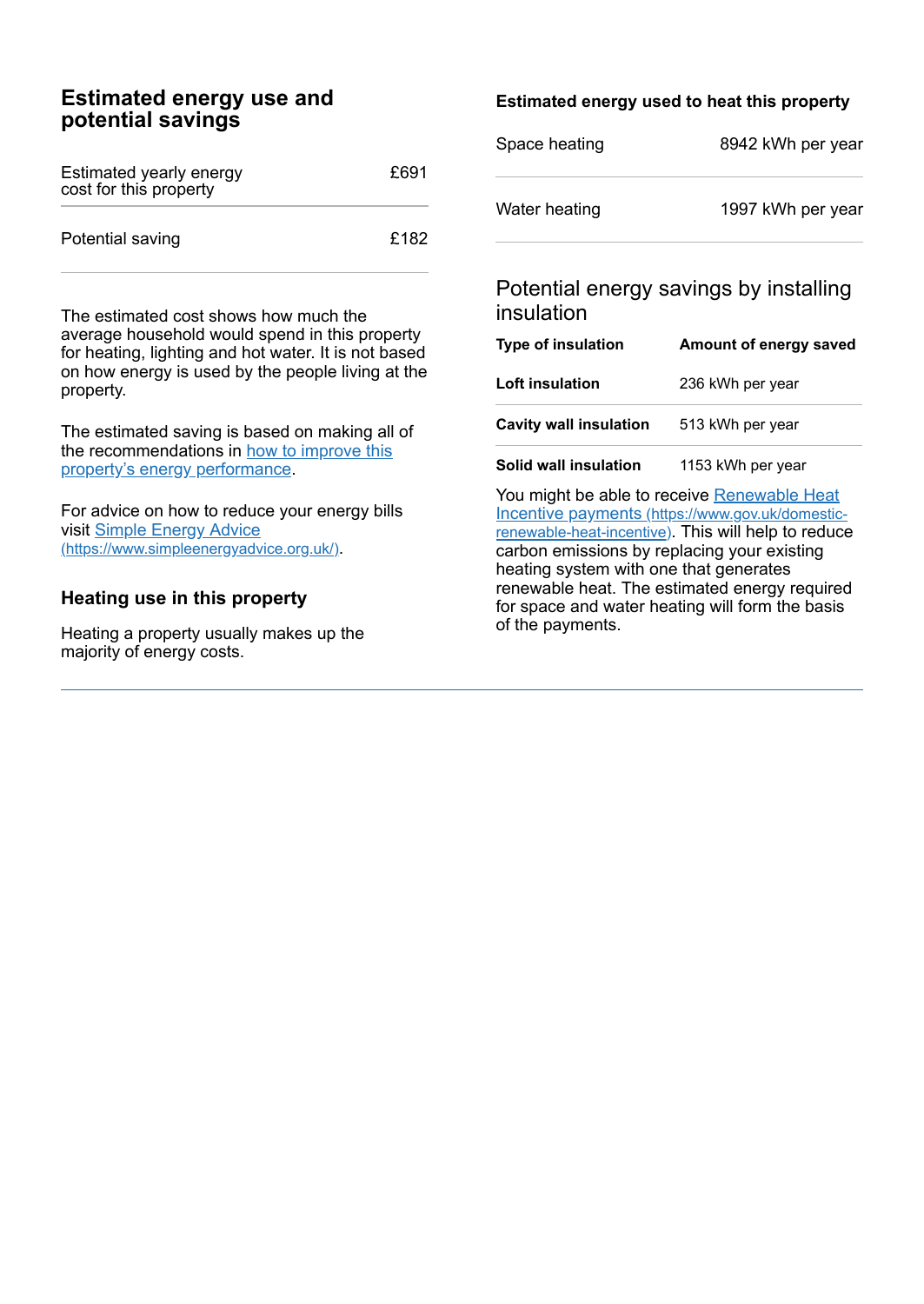## Estimated energy use and potential savings

| | |
|---|---|
| Estimated yearly energy cost for this property | £691 |
| Potential saving | £182 |

The estimated cost shows how much the average household would spend in this property for heating, lighting and hot water. It is not based on how energy is used by the people living at the property.

The estimated saving is based on making all of the recommendations in [how to improve this property's energy performance](#).

For advice on how to reduce your energy bills visit [Simple Energy Advice](https://www.simpleenergyadvice.org.uk/) (https://www.simpleenergyadvice.org.uk/).

### Heating use in this property

Heating a property usually makes up the majority of energy costs.

### Estimated energy used to heat this property

| | |
|---|---|
| Space heating | 8942 kWh per year |
| Water heating | 1997 kWh per year |

### Potential energy savings by installing insulation

| Type of insulation | Amount of energy saved |
|---|---|
| **Loft insulation** | 236 kWh per year |
| **Cavity wall insulation** | 513 kWh per year |
| **Solid wall insulation** | 1153 kWh per year |

You might be able to receive [Renewable Heat Incentive payments](https://www.gov.uk/domestic-renewable-heat-incentive) (https://www.gov.uk/domestic-renewable-heat-incentive). This will help to reduce carbon emissions by replacing your existing heating system with one that generates renewable heat. The estimated energy required for space and water heating will form the basis of the payments.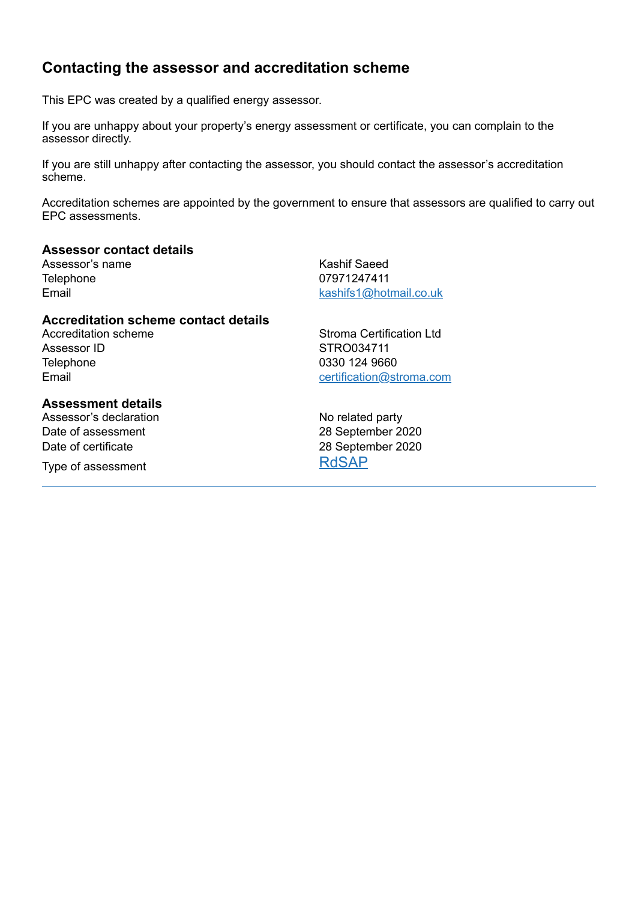## Contacting the assessor and accreditation scheme

This EPC was created by a qualified energy assessor.

If you are unhappy about your property's energy assessment or certificate, you can complain to the assessor directly.

If you are still unhappy after contacting the assessor, you should contact the assessor's accreditation scheme.

Accreditation schemes are appointed by the government to ensure that assessors are qualified to carry out EPC assessments.

### Assessor contact details

| | |
|---|---|
| Assessor's name | Kashif Saeed |
| Telephone | 07971247411 |
| Email | kashifs1@hotmail.co.uk |

### Accreditation scheme contact details

| | |
|---|---|
| Accreditation scheme | Stroma Certification Ltd |
| Assessor ID | STRO034711 |
| Telephone | 0330 124 9660 |
| Email | certification@stroma.com |

### Assessment details

| | |
|---|---|
| Assessor's declaration | No related party |
| Date of assessment | 28 September 2020 |
| Date of certificate | 28 September 2020 |
| Type of assessment | RdSAP |